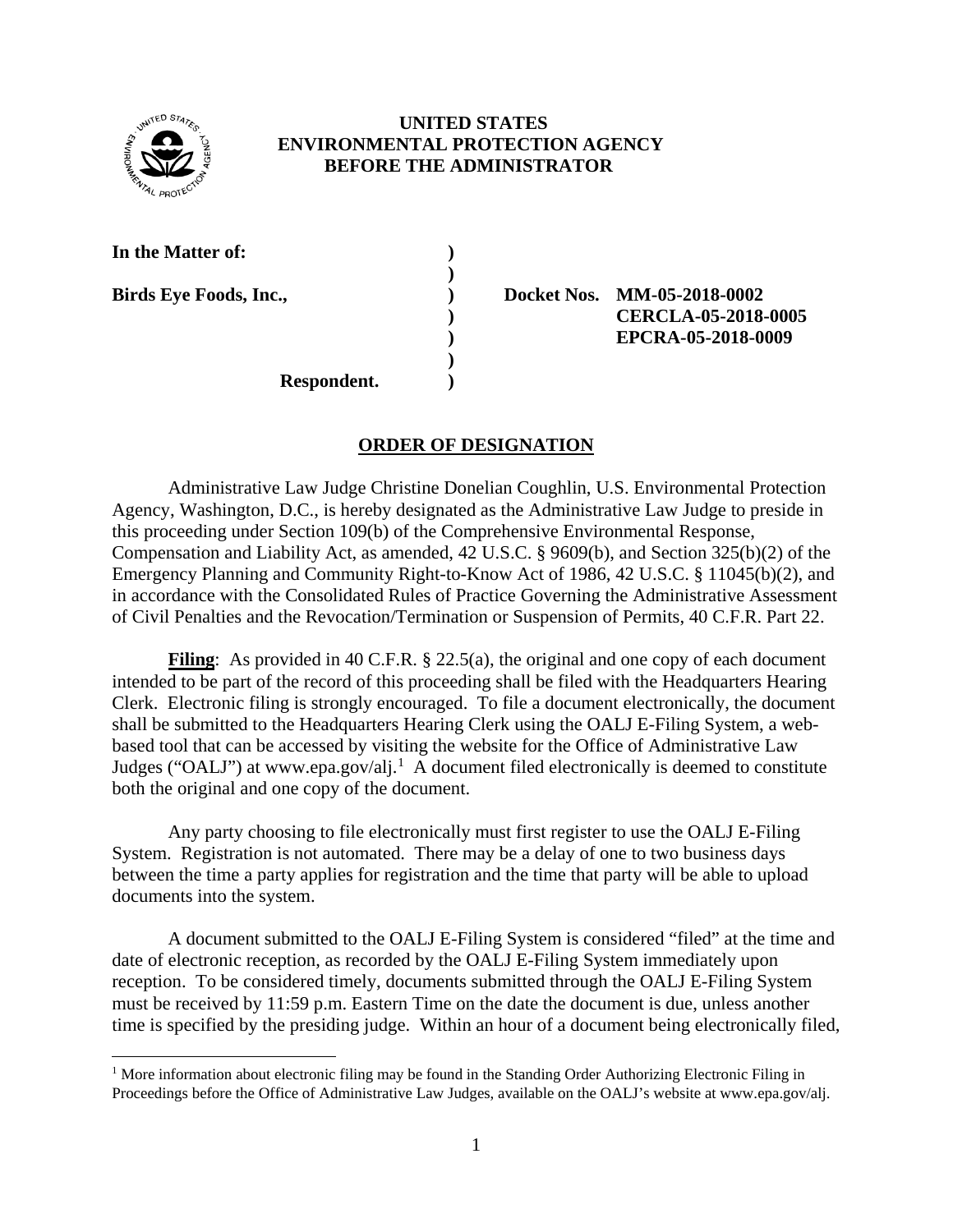**UNITED STATES**
**ENVIRONMENTAL PROTECTION AGENCY**
**BEFORE THE ADMINISTRATOR**

| | | |
|---|---|---|
| **In the Matter of:** | ) | |
| | ) | |
| **Birds Eye Foods, Inc.,** | ) | **Docket Nos. MM-05-2018-0002** |
| | ) | **CERCLA-05-2018-0005** |
| | ) | **EPCRA-05-2018-0009** |
| | ) | |
| **Respondent.** | ) | |

## ORDER OF DESIGNATION

Administrative Law Judge Christine Donelian Coughlin, U.S. Environmental Protection Agency, Washington, D.C., is hereby designated as the Administrative Law Judge to preside in this proceeding under Section 109(b) of the Comprehensive Environmental Response, Compensation and Liability Act, as amended, 42 U.S.C. § 9609(b), and Section 325(b)(2) of the Emergency Planning and Community Right-to-Know Act of 1986, 42 U.S.C. § 11045(b)(2), and in accordance with the Consolidated Rules of Practice Governing the Administrative Assessment of Civil Penalties and the Revocation/Termination or Suspension of Permits, 40 C.F.R. Part 22.

**Filing**: As provided in 40 C.F.R. § 22.5(a), the original and one copy of each document intended to be part of the record of this proceeding shall be filed with the Headquarters Hearing Clerk. Electronic filing is strongly encouraged. To file a document electronically, the document shall be submitted to the Headquarters Hearing Clerk using the OALJ E-Filing System, a web-based tool that can be accessed by visiting the website for the Office of Administrative Law Judges ("OALJ") at www.epa.gov/alj.[1] A document filed electronically is deemed to constitute both the original and one copy of the document.

Any party choosing to file electronically must first register to use the OALJ E-Filing System. Registration is not automated. There may be a delay of one to two business days between the time a party applies for registration and the time that party will be able to upload documents into the system.

A document submitted to the OALJ E-Filing System is considered "filed" at the time and date of electronic reception, as recorded by the OALJ E-Filing System immediately upon reception. To be considered timely, documents submitted through the OALJ E-Filing System must be received by 11:59 p.m. Eastern Time on the date the document is due, unless another time is specified by the presiding judge. Within an hour of a document being electronically filed,

[1] More information about electronic filing may be found in the Standing Order Authorizing Electronic Filing in Proceedings before the Office of Administrative Law Judges, available on the OALJ's website at www.epa.gov/alj.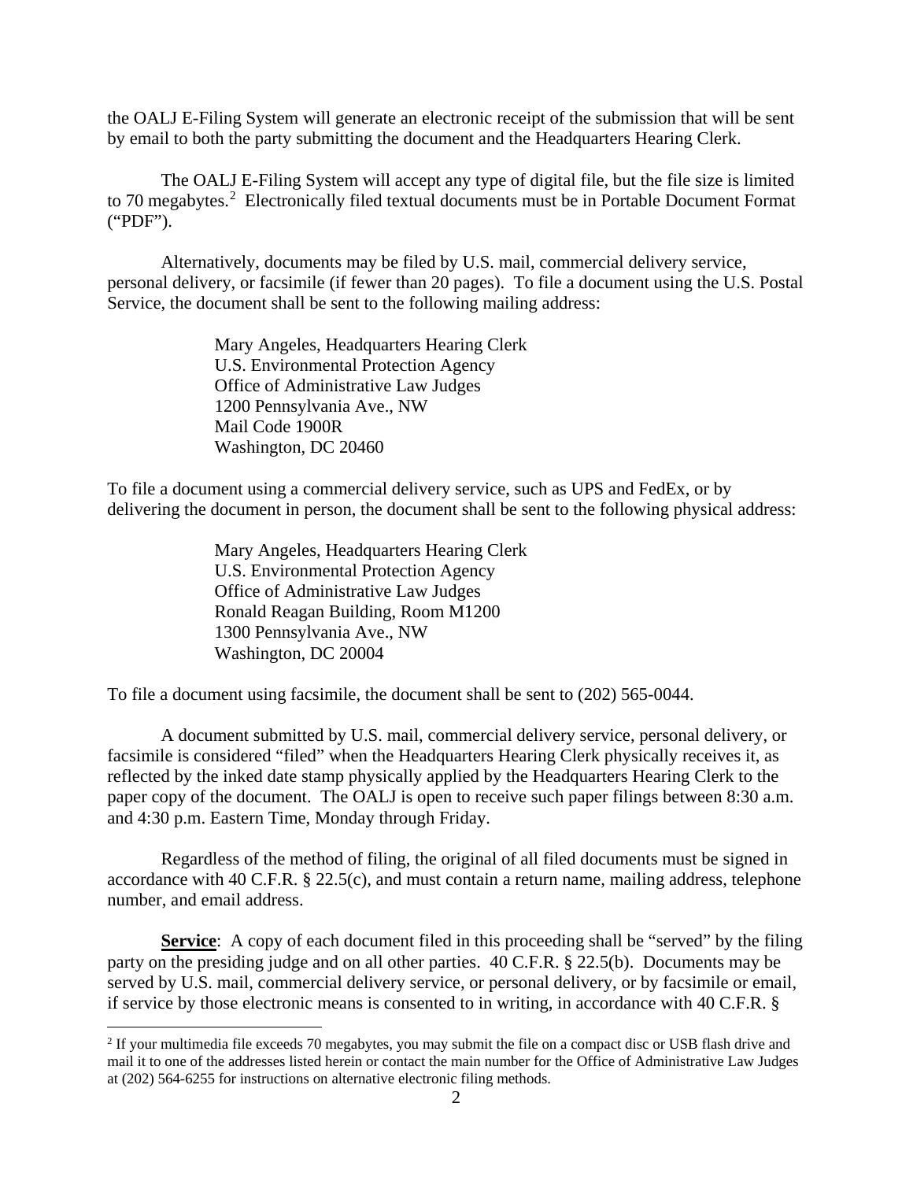the OALJ E-Filing System will generate an electronic receipt of the submission that will be sent by email to both the party submitting the document and the Headquarters Hearing Clerk.

The OALJ E-Filing System will accept any type of digital file, but the file size is limited to 70 megabytes.[2] Electronically filed textual documents must be in Portable Document Format ("PDF").

Alternatively, documents may be filed by U.S. mail, commercial delivery service, personal delivery, or facsimile (if fewer than 20 pages). To file a document using the U.S. Postal Service, the document shall be sent to the following mailing address:

> Mary Angeles, Headquarters Hearing Clerk
> U.S. Environmental Protection Agency
> Office of Administrative Law Judges
> 1200 Pennsylvania Ave., NW
> Mail Code 1900R
> Washington, DC 20460

To file a document using a commercial delivery service, such as UPS and FedEx, or by delivering the document in person, the document shall be sent to the following physical address:

> Mary Angeles, Headquarters Hearing Clerk
> U.S. Environmental Protection Agency
> Office of Administrative Law Judges
> Ronald Reagan Building, Room M1200
> 1300 Pennsylvania Ave., NW
> Washington, DC 20004

To file a document using facsimile, the document shall be sent to (202) 565-0044.

A document submitted by U.S. mail, commercial delivery service, personal delivery, or facsimile is considered "filed" when the Headquarters Hearing Clerk physically receives it, as reflected by the inked date stamp physically applied by the Headquarters Hearing Clerk to the paper copy of the document. The OALJ is open to receive such paper filings between 8:30 a.m. and 4:30 p.m. Eastern Time, Monday through Friday.

Regardless of the method of filing, the original of all filed documents must be signed in accordance with 40 C.F.R. § 22.5(c), and must contain a return name, mailing address, telephone number, and email address.

**Service**: A copy of each document filed in this proceeding shall be "served" by the filing party on the presiding judge and on all other parties. 40 C.F.R. § 22.5(b). Documents may be served by U.S. mail, commercial delivery service, or personal delivery, or by facsimile or email, if service by those electronic means is consented to in writing, in accordance with 40 C.F.R. §

---

[2] If your multimedia file exceeds 70 megabytes, you may submit the file on a compact disc or USB flash drive and mail it to one of the addresses listed herein or contact the main number for the Office of Administrative Law Judges at (202) 564-6255 for instructions on alternative electronic filing methods.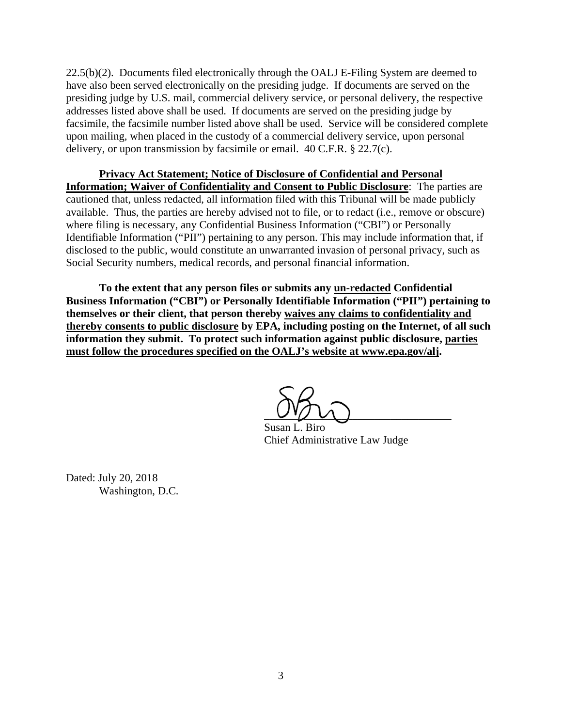22.5(b)(2). Documents filed electronically through the OALJ E-Filing System are deemed to have also been served electronically on the presiding judge. If documents are served on the presiding judge by U.S. mail, commercial delivery service, or personal delivery, the respective addresses listed above shall be used. If documents are served on the presiding judge by facsimile, the facsimile number listed above shall be used. Service will be considered complete upon mailing, when placed in the custody of a commercial delivery service, upon personal delivery, or upon transmission by facsimile or email. 40 C.F.R. § 22.7(c).

**Privacy Act Statement; Notice of Disclosure of Confidential and Personal Information; Waiver of Confidentiality and Consent to Public Disclosure**: The parties are cautioned that, unless redacted, all information filed with this Tribunal will be made publicly available. Thus, the parties are hereby advised not to file, or to redact (i.e., remove or obscure) where filing is necessary, any Confidential Business Information ("CBI") or Personally Identifiable Information ("PII") pertaining to any person. This may include information that, if disclosed to the public, would constitute an unwarranted invasion of personal privacy, such as Social Security numbers, medical records, and personal financial information.

**To the extent that any person files or submits any un-redacted Confidential Business Information ("CBI") or Personally Identifiable Information ("PII") pertaining to themselves or their client, that person thereby waives any claims to confidentiality and thereby consents to public disclosure by EPA, including posting on the Internet, of all such information they submit. To protect such information against public disclosure, parties must follow the procedures specified on the OALJ's website at www.epa.gov/alj.**

Susan L. Biro
Chief Administrative Law Judge

Dated: July 20, 2018
Washington, D.C.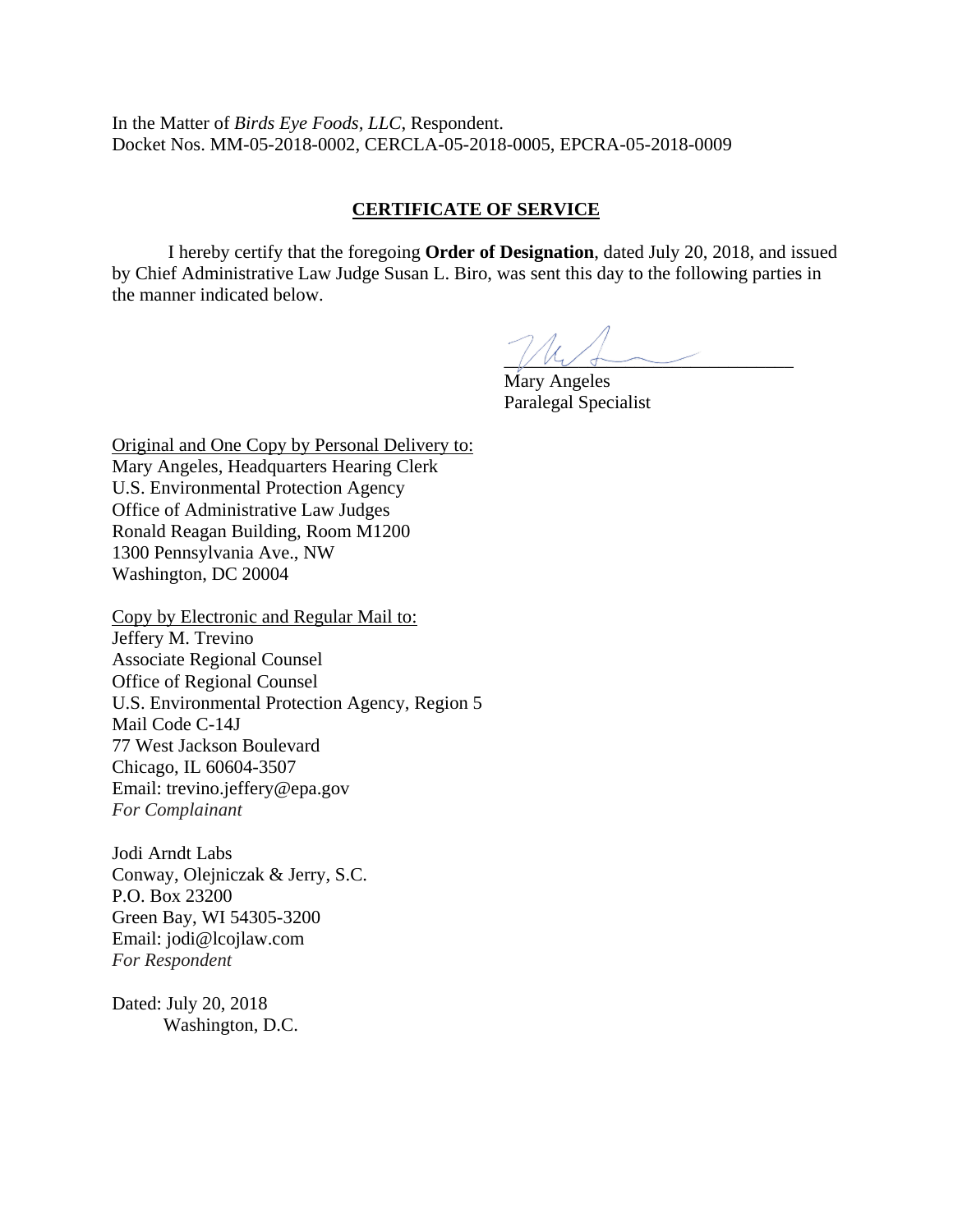In the Matter of *Birds Eye Foods, LLC*, Respondent.
Docket Nos. MM-05-2018-0002, CERCLA-05-2018-0005, EPCRA-05-2018-0009

## CERTIFICATE OF SERVICE

I hereby certify that the foregoing **Order of Designation**, dated July 20, 2018, and issued by Chief Administrative Law Judge Susan L. Biro, was sent this day to the following parties in the manner indicated below.

Mary Angeles
Paralegal Specialist

Original and One Copy by Personal Delivery to:
Mary Angeles, Headquarters Hearing Clerk
U.S. Environmental Protection Agency
Office of Administrative Law Judges
Ronald Reagan Building, Room M1200
1300 Pennsylvania Ave., NW
Washington, DC 20004

Copy by Electronic and Regular Mail to:
Jeffery M. Trevino
Associate Regional Counsel
Office of Regional Counsel
U.S. Environmental Protection Agency, Region 5
Mail Code C-14J
77 West Jackson Boulevard
Chicago, IL 60604-3507
Email: trevino.jeffery@epa.gov
*For Complainant*

Jodi Arndt Labs
Conway, Olejniczak & Jerry, S.C.
P.O. Box 23200
Green Bay, WI 54305-3200
Email: jodi@lcojlaw.com
*For Respondent*

Dated: July 20, 2018
Washington, D.C.